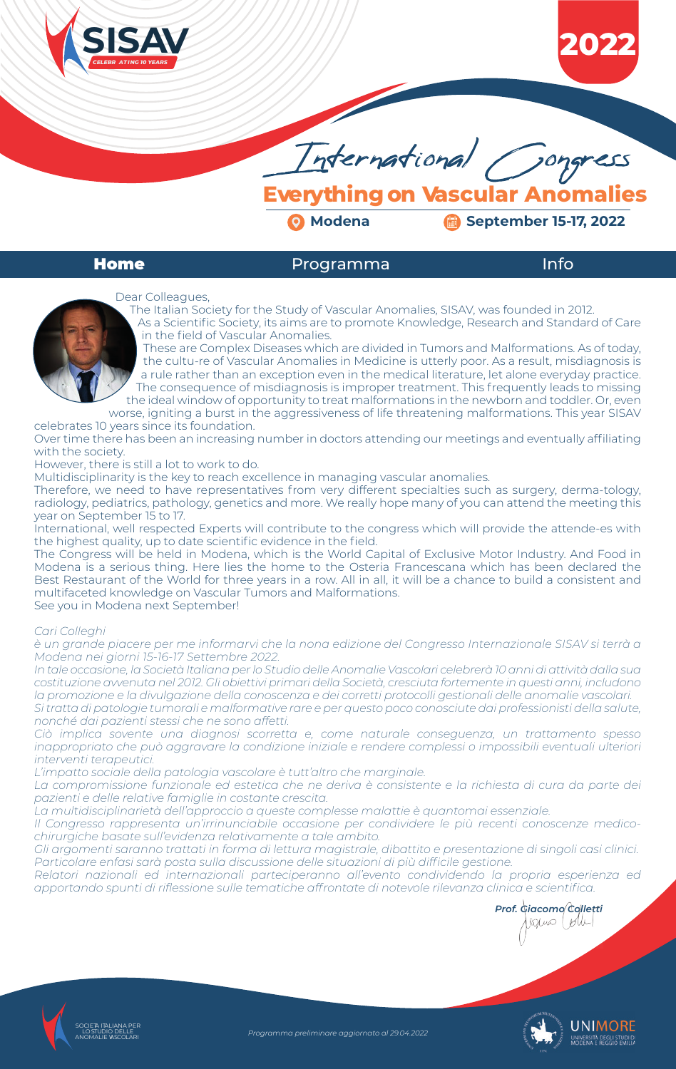SISAV

CELEBRATING 10 YEARS

2022

# International Congress

## Everything on Vascular Anomalies

Modena | September 15-17, 2022

**Home** | Programma | Info

Dear Colleagues,

The Italian Society for the Study of Vascular Anomalies, SISAV, was founded in 2012.

As a Scientific Society, its aims are to promote Knowledge, Research and Standard of Care in the field of Vascular Anomalies.

These are Complex Diseases which are divided in Tumors and Malformations. As of today, the cultu-re of Vascular Anomalies in Medicine is utterly poor. As a result, misdiagnosis is a rule rather than an exception even in the medical literature, let alone everyday practice. The consequence of misdiagnosis is improper treatment. This frequently leads to missing the ideal window of opportunity to treat malformations in the newborn and toddler. Or, even worse, igniting a burst in the aggressiveness of life threatening malformations. This year SISAV celebrates 10 years since its foundation.

Over time there has been an increasing number in doctors attending our meetings and eventually affiliating with the society.

However, there is still a lot to work to do.

Multidisciplinarity is the key to reach excellence in managing vascular anomalies.

Therefore, we need to have representatives from very different specialties such as surgery, derma-tology, radiology, pediatrics, pathology, genetics and more. We really hope many of you can attend the meeting this year on September 15 to 17.

International, well respected Experts will contribute to the congress which will provide the attende-es with the highest quality, up to date scientific evidence in the field.

The Congress will be held in Modena, which is the World Capital of Exclusive Motor Industry. And Food in Modena is a serious thing. Here lies the home to the Osteria Francescana which has been declared the Best Restaurant of the World for three years in a row. All in all, it will be a chance to build a consistent and multifaceted knowledge on Vascular Tumors and Malformations.

See you in Modena next September!

*Cari Colleghi*

*è un grande piacere per me informarvi che la nona edizione del Congresso Internazionale SISAV si terrà a Modena nei giorni 15-16-17 Settembre 2022.*

*In tale occasione, la Società Italiana per lo Studio delle Anomalie Vascolari celebrerà 10 anni di attività dalla sua costituzione avvenuta nel 2012. Gli obiettivi primari della Società, cresciuta fortemente in questi anni, includono la promozione e la divulgazione della conoscenza e dei corretti protocolli gestionali delle anomalie vascolari.*

*Si tratta di patologie tumorali e malformative rare e per questo poco conosciute dai professionisti della salute, nonché dai pazienti stessi che ne sono affetti.*

*Ciò implica sovente una diagnosi scorretta e, come naturale conseguenza, un trattamento spesso inappropriato che può aggravare la condizione iniziale e rendere complessi o impossibili eventuali ulteriori interventi terapeutici.*

*L'impatto sociale della patologia vascolare è tutt'altro che marginale.*

*La compromissione funzionale ed estetica che ne deriva è consistente e la richiesta di cura da parte dei pazienti e delle relative famiglie in costante crescita.*

*La multidisciplinarietà dell'approccio a queste complesse malattie è quantomai essenziale.*

*Il Congresso rappresenta un'irrinunciabile occasione per condividere le più recenti conoscenze medico-chirurgiche basate sull'evidenza relativamente a tale ambito.*

*Gli argomenti saranno trattati in forma di lettura magistrale, dibattito e presentazione di singoli casi clinici. Particolare enfasi sarà posta sulla discussione delle situazioni di più difficile gestione.*

*Relatori nazionali ed internazionali parteciperanno all'evento condividendo la propria esperienza ed apportando spunti di riflessione sulle tematiche affrontate di notevole rilevanza clinica e scientifica.*

***Prof. Giacomo Colletti***

SOCIETÀ ITALIANA PER LO STUDIO DELLE ANOMALIE VASCOLARI

*Programma preliminare aggiornato al 29.04.2022*

UNIMORE – UNIVERSITÀ DEGLI STUDI DI MODENA E REGGIO EMILIA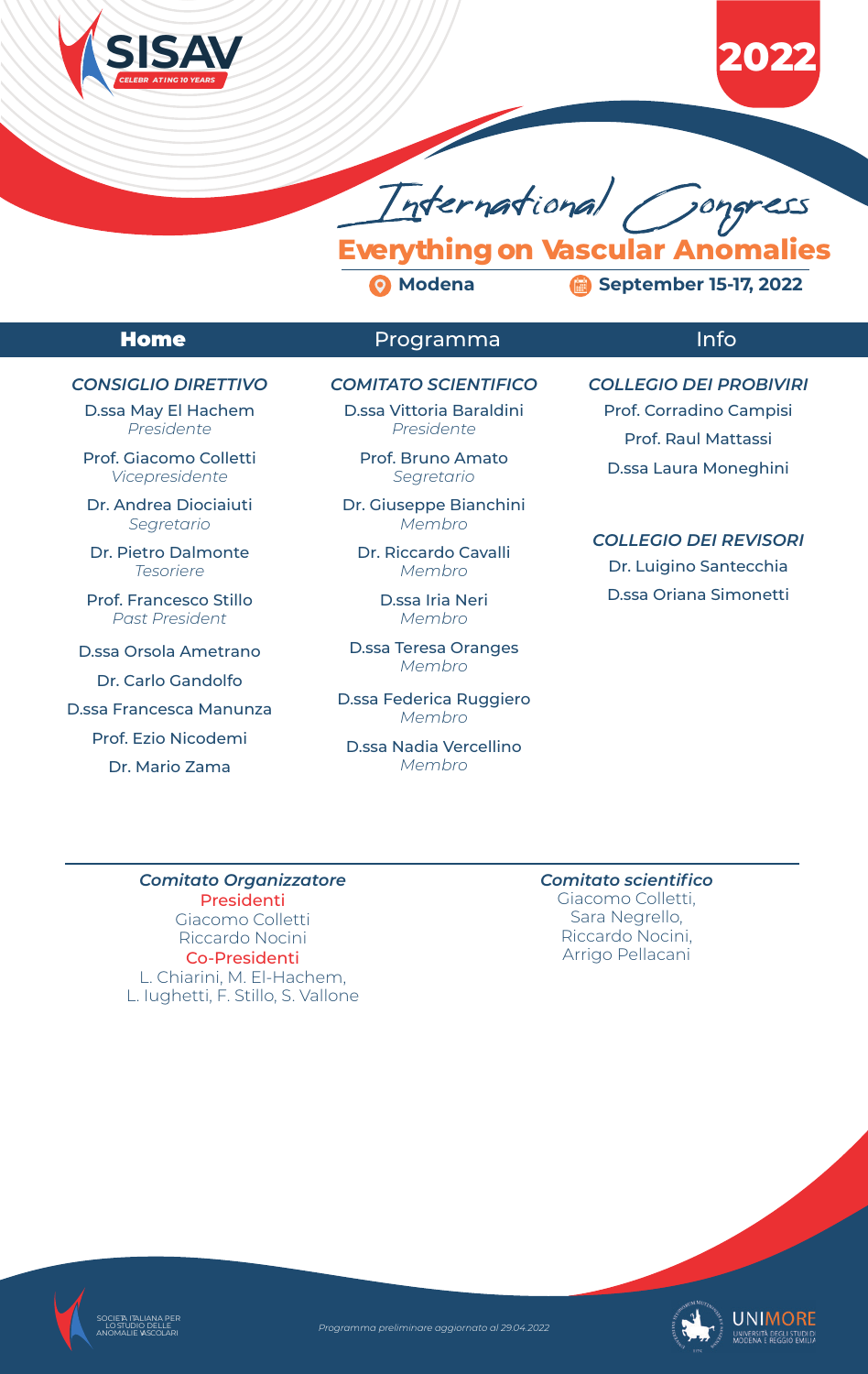# International Congress

## Everything on Vascular Anomalies

Modena — September 15-17, 2022

**Home** | Programma | Info

### *CONSIGLIO DIRETTIVO*

D.ssa May El Hachem
*Presidente*

Prof. Giacomo Colletti
*Vicepresidente*

Dr. Andrea Diociaiuti
*Segretario*

Dr. Pietro Dalmonte
*Tesoriere*

Prof. Francesco Stillo
*Past President*

D.ssa Orsola Ametrano

Dr. Carlo Gandolfo

D.ssa Francesca Manunza

Prof. Ezio Nicodemi

Dr. Mario Zama

### *COMITATO SCIENTIFICO*

D.ssa Vittoria Baraldini
*Presidente*

Prof. Bruno Amato
*Segretario*

Dr. Giuseppe Bianchini
*Membro*

Dr. Riccardo Cavalli
*Membro*

D.ssa Iria Neri
*Membro*

D.ssa Teresa Oranges
*Membro*

D.ssa Federica Ruggiero
*Membro*

D.ssa Nadia Vercellino
*Membro*

### *COLLEGIO DEI PROBIVIRI*

Prof. Corradino Campisi

Prof. Raul Mattassi

D.ssa Laura Moneghini

### *COLLEGIO DEI REVISORI*

Dr. Luigino Santecchia

D.ssa Oriana Simonetti

---

### *Comitato Organizzatore*

Presidenti
Giacomo Colletti
Riccardo Nocini

Co-Presidenti
L. Chiarini, M. El-Hachem,
L. Iughetti, F. Stillo, S. Vallone

### *Comitato scientifico*

Giacomo Colletti,
Sara Negrello,
Riccardo Nocini,
Arrigo Pellacani

SOCIETÀ ITALIANA PER LO STUDIO DELLE ANOMALIE VASCOLARI

*Programma preliminare aggiornato al 29.04.2022*

UNIMORE — UNIVERSITÀ DEGLI STUDI DI MODENA E REGGIO EMILIA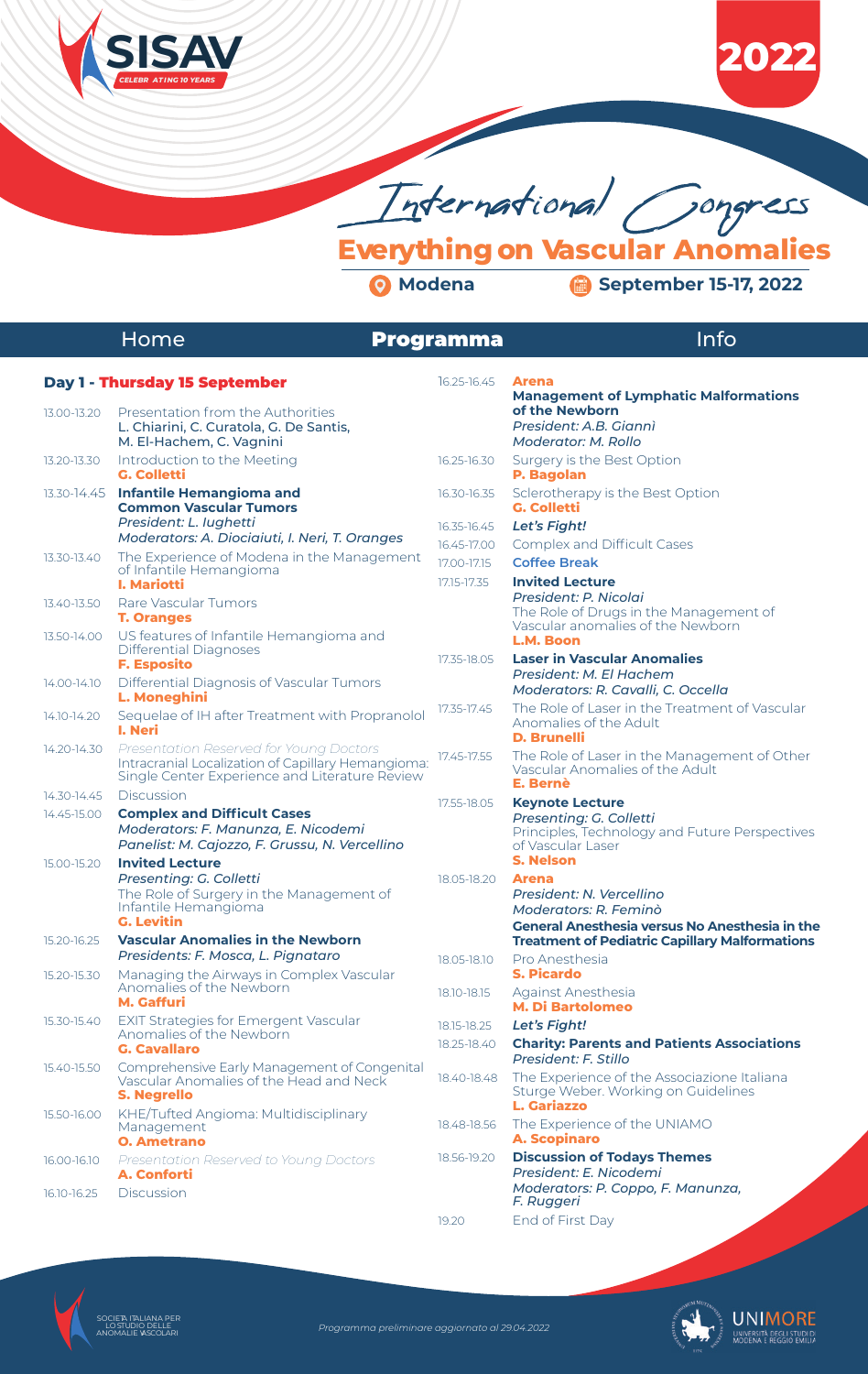# International Congress

## Everything on Vascular Anomalies

Modena — September 15-17, 2022

Home | **Programma** | Info

### Day 1 - Thursday 15 September

**13.00-13.20** Presentation from the Authorities
L. Chiarini, C. Curatola, G. De Santis, M. El-Hachem, C. Vagnini

**13.20-13.30** Introduction to the Meeting
**G. Colletti**

**13.30-14.45** **Infantile Hemangioma and Common Vascular Tumors**
*President: L. Iughetti*
*Moderators: A. Diociaiuti, I. Neri, T. Oranges*

**13.30-13.40** The Experience of Modena in the Management of Infantile Hemangioma
**I. Mariotti**

**13.40-13.50** Rare Vascular Tumors
**T. Oranges**

**13.50-14.00** US features of Infantile Hemangioma and Differential Diagnoses
**F. Esposito**

**14.00-14.10** Differential Diagnosis of Vascular Tumors
**L. Moneghini**

**14.10-14.20** Sequelae of IH after Treatment with Propranolol
**I. Neri**

**14.20-14.30** *Presentation Reserved for Young Doctors*
Intracranial Localization of Capillary Hemangioma: Single Center Experience and Literature Review

**14.30-14.45** Discussion

**14.45-15.00** **Complex and Difficult Cases**
*Moderators: F. Manunza, E. Nicodemi*
*Panelist: M. Cajozzo, F. Grussu, N. Vercellino*

**15.00-15.20** **Invited Lecture**
*Presenting: G. Colletti*
The Role of Surgery in the Management of Infantile Hemangioma
**G. Levitin**

**15.20-16.25** **Vascular Anomalies in the Newborn**
*Presidents: F. Mosca, L. Pignataro*

**15.20-15.30** Managing the Airways in Complex Vascular Anomalies of the Newborn
**M. Gaffuri**

**15.30-15.40** EXIT Strategies for Emergent Vascular Anomalies of the Newborn
**G. Cavallaro**

**15.40-15.50** Comprehensive Early Management of Congenital Vascular Anomalies of the Head and Neck
**S. Negrello**

**15.50-16.00** KHE/Tufted Angioma: Multidisciplinary Management
**O. Ametrano**

**16.00-16.10** *Presentation Reserved to Young Doctors*
**A. Conforti**

**16.10-16.25** Discussion

**16.25-16.45** **Arena**
**Management of Lymphatic Malformations of the Newborn**
*President: A.B. Giannì*
*Moderator: M. Rollo*

**16.25-16.30** Surgery is the Best Option
**P. Bagolan**

**16.30-16.35** Sclerotherapy is the Best Option
**G. Colletti**

**16.35-16.45** *Let's Fight!*

**16.45-17.00** Complex and Difficult Cases

**17.00-17.15** **Coffee Break**

**17.15-17.35** **Invited Lecture**
*President: P. Nicolai*
The Role of Drugs in the Management of Vascular anomalies of the Newborn
**L.M. Boon**

**17.35-18.05** **Laser in Vascular Anomalies**
*President: M. El Hachem*
*Moderators: R. Cavalli, C. Occella*

**17.35-17.45** The Role of Laser in the Treatment of Vascular Anomalies of the Adult
**D. Brunelli**

**17.45-17.55** The Role of Laser in the Management of Other Vascular Anomalies of the Adult
**E. Bernè**

**17.55-18.05** **Keynote Lecture**
*Presenting: G. Colletti*
Principles, Technology and Future Perspectives of Vascular Laser
**S. Nelson**

**18.05-18.20** **Arena**
*President: N. Vercellino*
*Moderators: R. Feminò*
**General Anesthesia versus No Anesthesia in the Treatment of Pediatric Capillary Malformations**

**18.05-18.10** Pro Anesthesia
**S. Picardo**

**18.10-18.15** Against Anesthesia
**M. Di Bartolomeo**

**18.15-18.25** *Let's Fight!*

**18.25-18.40** **Charity: Parents and Patients Associations**
*President: F. Stillo*

**18.40-18.48** The Experience of the Associazione Italiana Sturge Weber. Working on Guidelines
**L. Gariazzo**

**18.48-18.56** The Experience of the UNIAMO
**A. Scopinaro**

**18.56-19.20** **Discussion of Todays Themes**
*President: E. Nicodemi*
*Moderators: P. Coppo, F. Manunza, F. Ruggeri*

**19.20** End of First Day

*Programma preliminare aggiornato al 29.04.2022*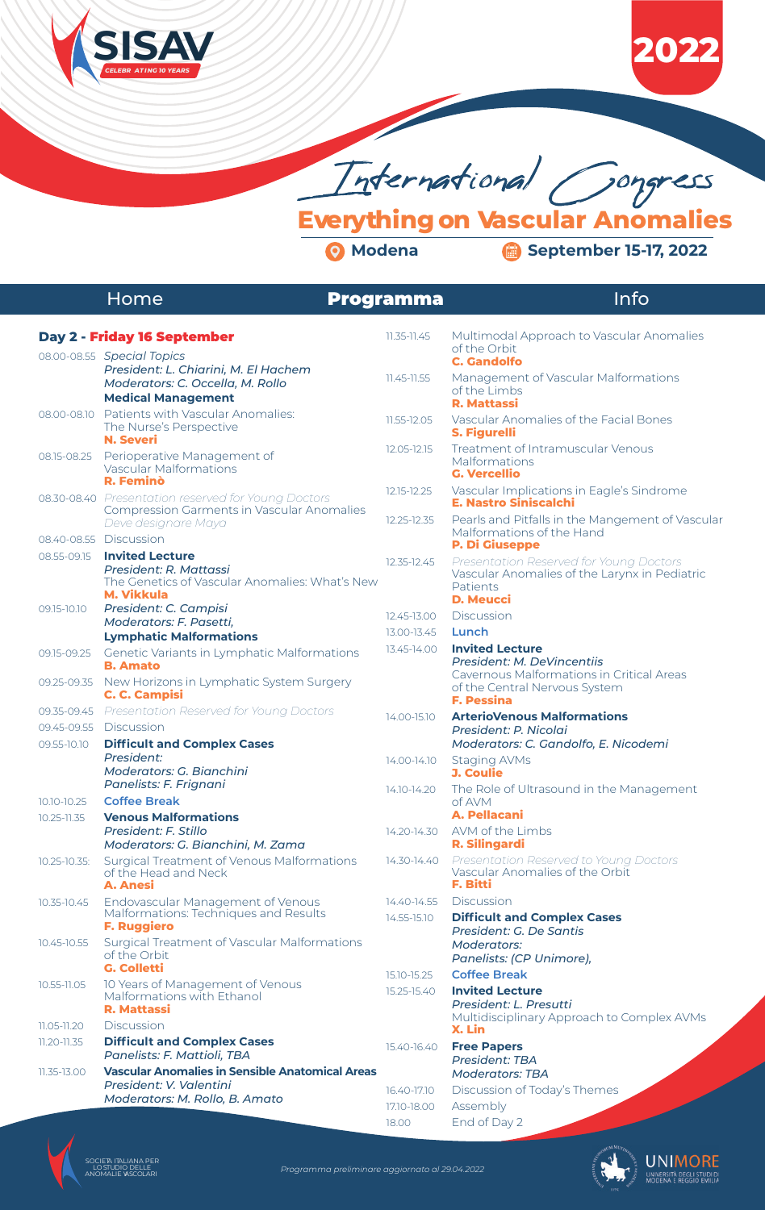# International Congress

## Everything on Vascular Anomalies

Modena — September 15-17, 2022

Home | **Programma** | Info

### Day 2 - Friday 16 September

**08.00-08.55** *Special Topics*
*President: L. Chiarini, M. El Hachem*
*Moderators: C. Occella, M. Rollo*
**Medical Management**

**08.00-08.10** Patients with Vascular Anomalies: The Nurse's Perspective
**N. Severi**

**08.15-08.25** Perioperative Management of Vascular Malformations
**R. Feminò**

**08.30-08.40** *Presentation reserved for Young Doctors*
Compression Garments in Vascular Anomalies
*Deve designare Maya*

**08.40-08.55** Discussion

**08.55-09.15** **Invited Lecture**
*President: R. Mattassi*
The Genetics of Vascular Anomalies: What's New
**M. Vikkula**

**09.15-10.10** *President: C. Campisi*
*Moderators: F. Pasetti,*
**Lymphatic Malformations**

**09.15-09.25** Genetic Variants in Lymphatic Malformations
**B. Amato**

**09.25-09.35** New Horizons in Lymphatic System Surgery
**C. C. Campisi**

**09.35-09.45** *Presentation Reserved for Young Doctors*

**09.45-09.55** Discussion

**09.55-10.10** **Difficult and Complex Cases**
*President:*
*Moderators: G. Bianchini*
*Panelists: F. Frignani*

**10.10-10.25** **Coffee Break**

**10.25-11.35** **Venous Malformations**
*President: F. Stillo*
*Moderators: G. Bianchini, M. Zama*

**10.25-10.35:** Surgical Treatment of Venous Malformations of the Head and Neck
**A. Anesi**

**10.35-10.45** Endovascular Management of Venous Malformations: Techniques and Results
**F. Ruggiero**

**10.45-10.55** Surgical Treatment of Vascular Malformations of the Orbit
**G. Colletti**

**10.55-11.05** 10 Years of Management of Venous Malformations with Ethanol
**R. Mattassi**

**11.05-11.20** Discussion

**11.20-11.35** **Difficult and Complex Cases**
*Panelists: F. Mattioli, TBA*

**11.35-13.00** **Vascular Anomalies in Sensible Anatomical Areas**
*President: V. Valentini*
*Moderators: M. Rollo, B. Amato*

**11.35-11.45** Multimodal Approach to Vascular Anomalies of the Orbit
**C. Gandolfo**

**11.45-11.55** Management of Vascular Malformations of the Limbs
**R. Mattassi**

**11.55-12.05** Vascular Anomalies of the Facial Bones
**S. Figurelli**

**12.05-12.15** Treatment of Intramuscular Venous Malformations
**G. Vercellio**

**12.15-12.25** Vascular Implications in Eagle's Sindrome
**E. Nastro Siniscalchi**

**12.25-12.35** Pearls and Pitfalls in the Mangement of Vascular Malformations of the Hand
**P. Di Giuseppe**

**12.35-12.45** *Presentation Reserved for Young Doctors*
Vascular Anomalies of the Larynx in Pediatric Patients
**D. Meucci**

**12.45-13.00** Discussion

**13.00-13.45** **Lunch**

**13.45-14.00** **Invited Lecture**
*President: M. DeVincentiis*
Cavernous Malformations in Critical Areas of the Central Nervous System
**F. Pessina**

**14.00-15.10** **ArterioVenous Malformations**
*President: P. Nicolai*
*Moderators: C. Gandolfo, E. Nicodemi*

**14.00-14.10** Staging AVMs
**J. Coulie**

**14.10-14.20** The Role of Ultrasound in the Management of AVM
**A. Pellacani**

**14.20-14.30** AVM of the Limbs
**R. Silingardi**

**14.30-14.40** *Presentation Reserved to Young Doctors*
Vascular Anomalies of the Orbit
**F. Bitti**

**14.40-14.55** Discussion

**14.55-15.10** **Difficult and Complex Cases**
*President: G. De Santis*
*Moderators:*
*Panelists: (CP Unimore),*

**15.10-15.25** **Coffee Break**

**15.25-15.40** **Invited Lecture**
*President: L. Presutti*
Multidisciplinary Approach to Complex AVMs
**X. Lin**

**15.40-16.40** **Free Papers**
*President: TBA*
*Moderators: TBA*

**16.40-17.10** Discussion of Today's Themes

**17.10-18.00** Assembly

**18.00** End of Day 2

*Programma preliminare aggiornato al 29.04.2022*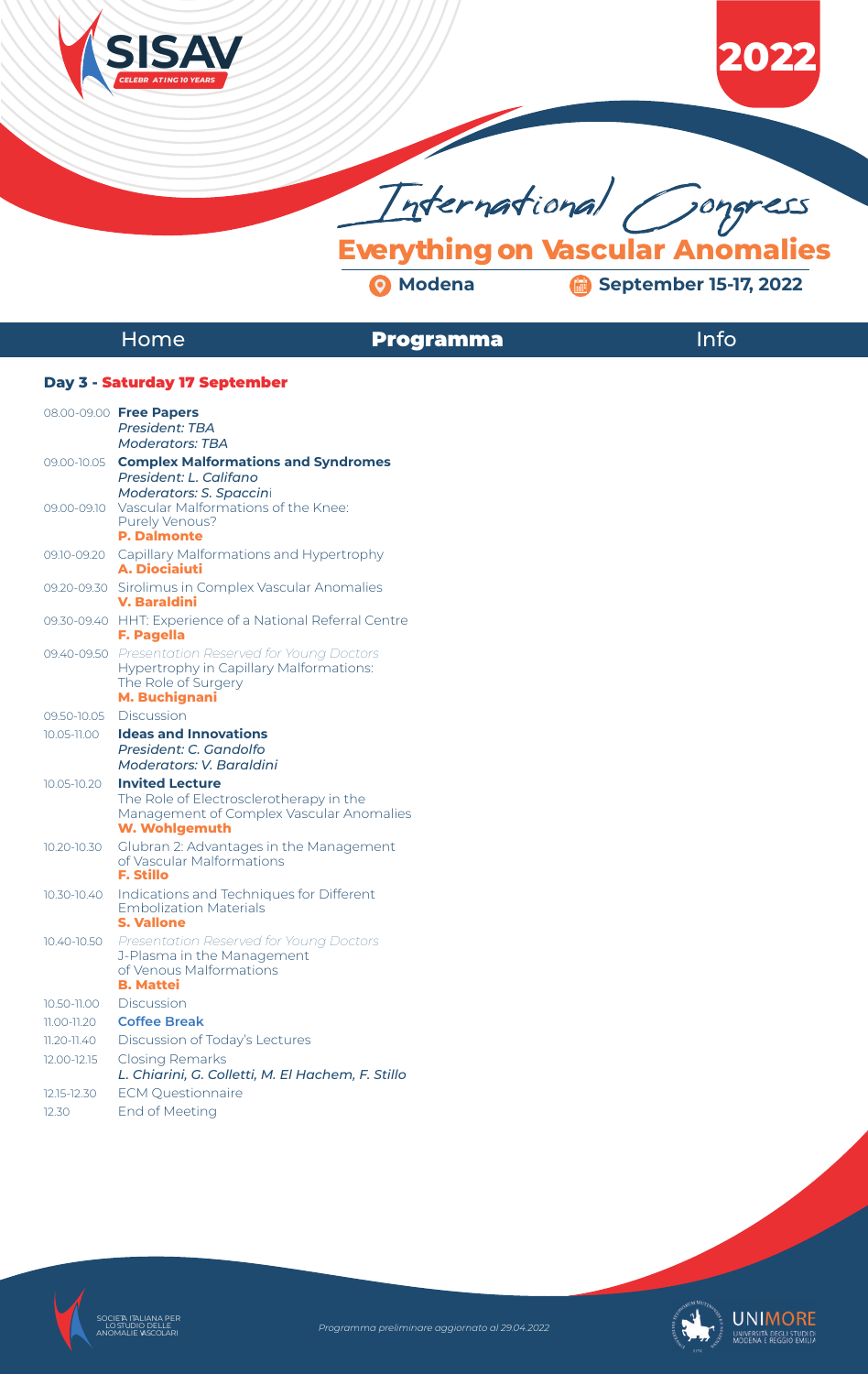# International Congress

## Everything on Vascular Anomalies

Modena — September 15-17, 2022

Home | **Programma** | Info

### Day 3 - Saturday 17 September

08.00-09.00 **Free Papers**
*President: TBA*
*Moderators: TBA*

09.00-10.05 **Complex Malformations and Syndromes**
*President: L. Califano*
*Moderators: S. Spaccini*

09.00-09.10 Vascular Malformations of the Knee: Purely Venous?
**P. Dalmonte**

09.10-09.20 Capillary Malformations and Hypertrophy
**A. Diociaiuti**

09.20-09.30 Sirolimus in Complex Vascular Anomalies
**V. Baraldini**

09.30-09.40 HHT: Experience of a National Referral Centre
**F. Pagella**

09.40-09.50 *Presentation Reserved for Young Doctors*
Hypertrophy in Capillary Malformations: The Role of Surgery
**M. Buchignani**

09.50-10.05 Discussion

10.05-11.00 **Ideas and Innovations**
*President: C. Gandolfo*
*Moderators: V. Baraldini*

10.05-10.20 **Invited Lecture**
The Role of Electrosclerotherapy in the Management of Complex Vascular Anomalies
**W. Wohlgemuth**

10.20-10.30 Glubran 2: Advantages in the Management of Vascular Malformations
**F. Stillo**

10.30-10.40 Indications and Techniques for Different Embolization Materials
**S. Vallone**

10.40-10.50 *Presentation Reserved for Young Doctors*
J-Plasma in the Management of Venous Malformations
**B. Mattei**

10.50-11.00 Discussion

11.00-11.20 **Coffee Break**

11.20-11.40 Discussion of Today's Lectures

12.00-12.15 Closing Remarks
*L. Chiarini, G. Colletti, M. El Hachem, F. Stillo*

12.15-12.30 ECM Questionnaire

12.30 End of Meeting

*Programma preliminare aggiornato al 29.04.2022*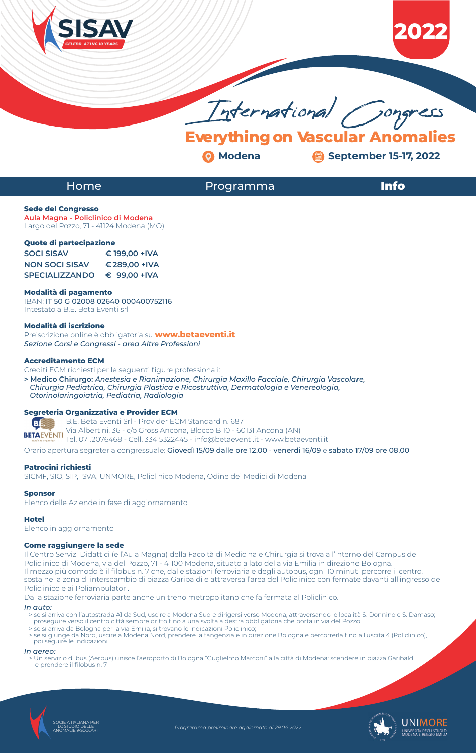SISAV
CELEBRATING 10 YEARS

2022

# International Congress

## Everything on Vascular Anomalies

Modena — September 15-17, 2022

Home | Programma | **Info**

**Sede del Congresso**
Aula Magna - Policlinico di Modena
Largo del Pozzo, 71 - 41124 Modena (MO)

**Quote di partecipazione**

| | |
|---|---|
| **SOCI SISAV** | **€ 199,00 +IVA** |
| **NON SOCI SISAV** | **€ 289,00 +IVA** |
| **SPECIALIZZANDO** | **€ 99,00 +IVA** |

**Modalità di pagamento**
IBAN: IT 50 G 02008 02640 000400752116
Intestato a B.E. Beta Eventi srl

**Modalità di iscrizione**
Preiscrizione online è obbligatoria su **www.betaeventi.it**
*Sezione Corsi e Congressi - area Altre Professioni*

**Accreditamento ECM**
Crediti ECM richiesti per le seguenti figure professionali:
> **Medico Chirurgo:** *Anestesia e Rianimazione, Chirurgia Maxillo Facciale, Chirurgia Vascolare, Chirurgia Pediatrica, Chirurgia Plastica e Ricostruttiva, Dermatologia e Venereologia, Otorinolaringoiatria, Pediatria, Radiologia*

**Segreteria Organizzativa e Provider ECM**
B.E. Beta Eventi Srl - Provider ECM Standard n. 687
Via Albertini, 36 - c/o Gross Ancona, Blocco B 10 - 60131 Ancona (AN)
Tel. 071.2076468 - Cell. 334 5322445 - info@betaeventi.it - www.betaeventi.it

Orario apertura segreteria congressuale: Giovedì 15/09 dalle ore 12.00 - venerdì 16/09 e sabato 17/09 ore 08.00

**Patrocini richiesti**
SICMF, SIO, SIP, ISVA, UNMORE, Policlinico Modena, Odine dei Medici di Modena

**Sponsor**
Elenco delle Aziende in fase di aggiornamento

**Hotel**
Elenco in aggiornamento

**Come raggiungere la sede**
Il Centro Servizi Didattici (e l'Aula Magna) della Facoltà di Medicina e Chirurgia si trova all'interno del Campus del Policlinico di Modena, via del Pozzo, 71 - 41100 Modena, situato a lato della via Emilia in direzione Bologna.
Il mezzo più comodo è il filobus n. 7 che, dalle stazioni ferroviaria e degli autobus, ogni 10 minuti percorre il centro, sosta nella zona di interscambio di piazza Garibaldi e attraversa l'area del Policlinico con fermate davanti all'ingresso del Policlinico e ai Poliambulatori.
Dalla stazione ferroviaria parte anche un treno metropolitano che fa fermata al Policlinico.

*In auto:*
> se si arriva con l'autostrada A1 da Sud, uscire a Modena Sud e dirigersi verso Modena, attraversando le località S. Donnino e S. Damaso; proseguire verso il centro città sempre dritto fino a una svolta a destra obbligatoria che porta in via del Pozzo;
> se si arriva da Bologna per la via Emilia, si trovano le indicazioni Policlinico;
> se si giunge da Nord, uscire a Modena Nord, prendere la tangenziale in direzione Bologna e percorrerla fino all'uscita 4 (Policlinico), poi seguire le indicazioni.

*In aereo:*
> Un servizio di bus (Aerbus) unisce l'aeroporto di Bologna "Guglielmo Marconi" alla città di Modena: scendere in piazza Garibaldi e prendere il filobus n. 7

SOCIETÀ ITALIANA PER LO STUDIO DELLE ANOMALIE VASCOLARI

*Programma preliminare aggiornato al 29.04.2022*

UNIMORE UNIVERSITÀ DEGLI STUDI DI MODENA E REGGIO EMILIA